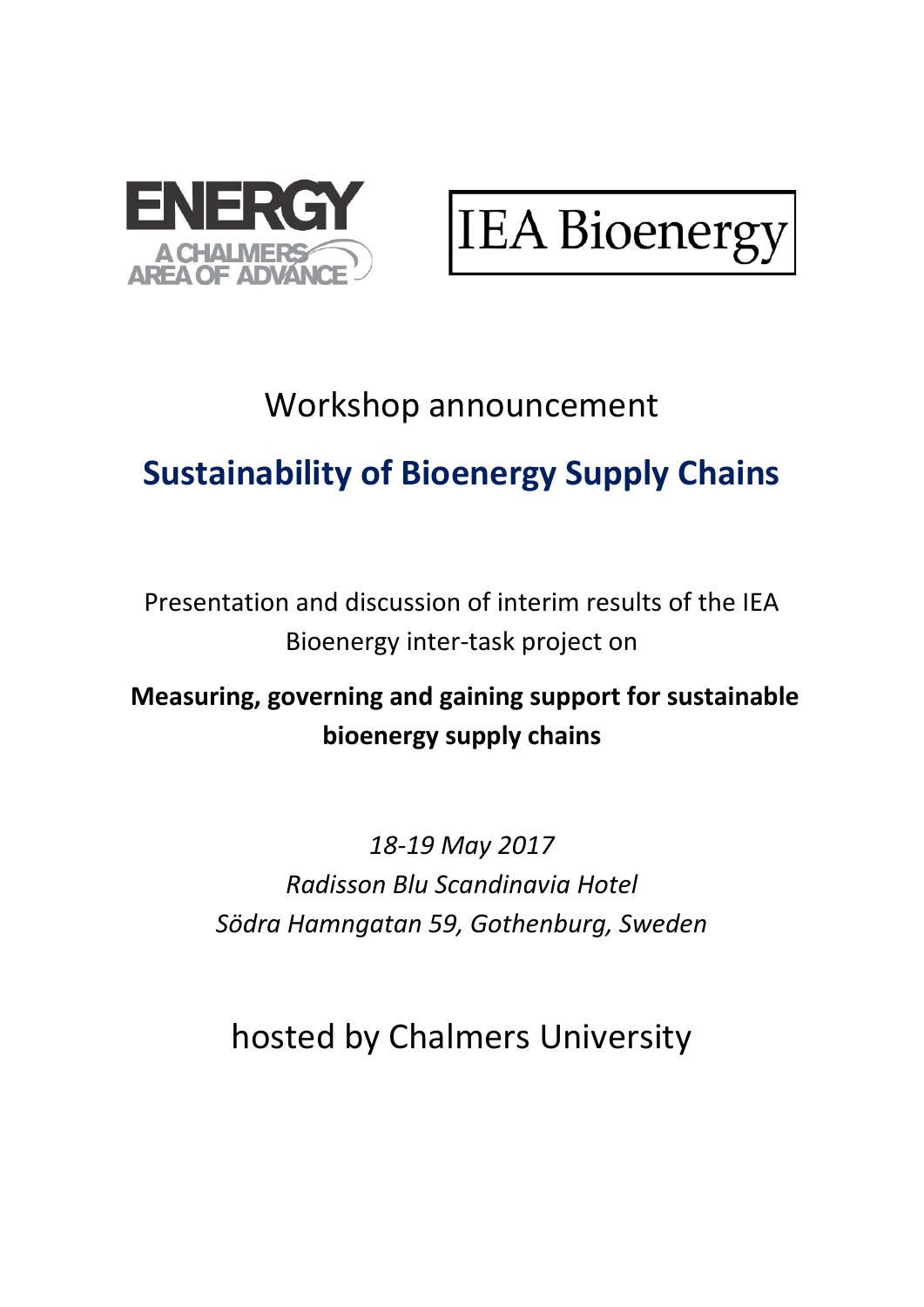ENERGY
A CHALMERS
AREA OF ADVANCE

IEA Bioenergy

Workshop announcement

# Sustainability of Bioenergy Supply Chains

Presentation and discussion of interim results of the IEA Bioenergy inter-task project on

**Measuring, governing and gaining support for sustainable bioenergy supply chains**

*18-19 May 2017*
*Radisson Blu Scandinavia Hotel*
*Södra Hamngatan 59, Gothenburg, Sweden*

hosted by Chalmers University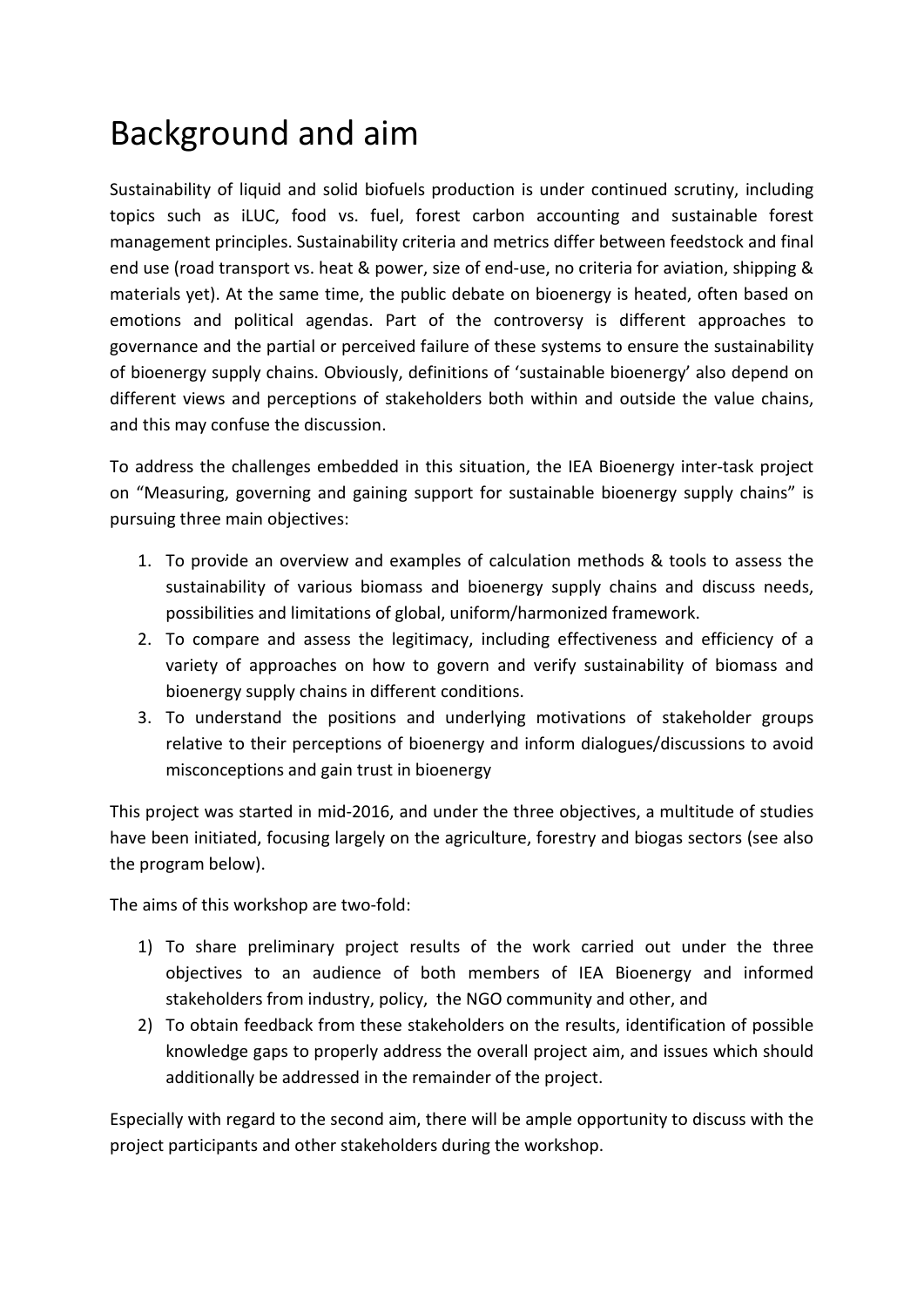# Background and aim

Sustainability of liquid and solid biofuels production is under continued scrutiny, including topics such as iLUC, food vs. fuel, forest carbon accounting and sustainable forest management principles. Sustainability criteria and metrics differ between feedstock and final end use (road transport vs. heat & power, size of end-use, no criteria for aviation, shipping & materials yet). At the same time, the public debate on bioenergy is heated, often based on emotions and political agendas. Part of the controversy is different approaches to governance and the partial or perceived failure of these systems to ensure the sustainability of bioenergy supply chains. Obviously, definitions of 'sustainable bioenergy' also depend on different views and perceptions of stakeholders both within and outside the value chains, and this may confuse the discussion.

To address the challenges embedded in this situation, the IEA Bioenergy inter-task project on "Measuring, governing and gaining support for sustainable bioenergy supply chains" is pursuing three main objectives:

1. To provide an overview and examples of calculation methods & tools to assess the sustainability of various biomass and bioenergy supply chains and discuss needs, possibilities and limitations of global, uniform/harmonized framework.
2. To compare and assess the legitimacy, including effectiveness and efficiency of a variety of approaches on how to govern and verify sustainability of biomass and bioenergy supply chains in different conditions.
3. To understand the positions and underlying motivations of stakeholder groups relative to their perceptions of bioenergy and inform dialogues/discussions to avoid misconceptions and gain trust in bioenergy

This project was started in mid-2016, and under the three objectives, a multitude of studies have been initiated, focusing largely on the agriculture, forestry and biogas sectors (see also the program below).

The aims of this workshop are two-fold:

1) To share preliminary project results of the work carried out under the three objectives to an audience of both members of IEA Bioenergy and informed stakeholders from industry, policy, the NGO community and other, and
2) To obtain feedback from these stakeholders on the results, identification of possible knowledge gaps to properly address the overall project aim, and issues which should additionally be addressed in the remainder of the project.

Especially with regard to the second aim, there will be ample opportunity to discuss with the project participants and other stakeholders during the workshop.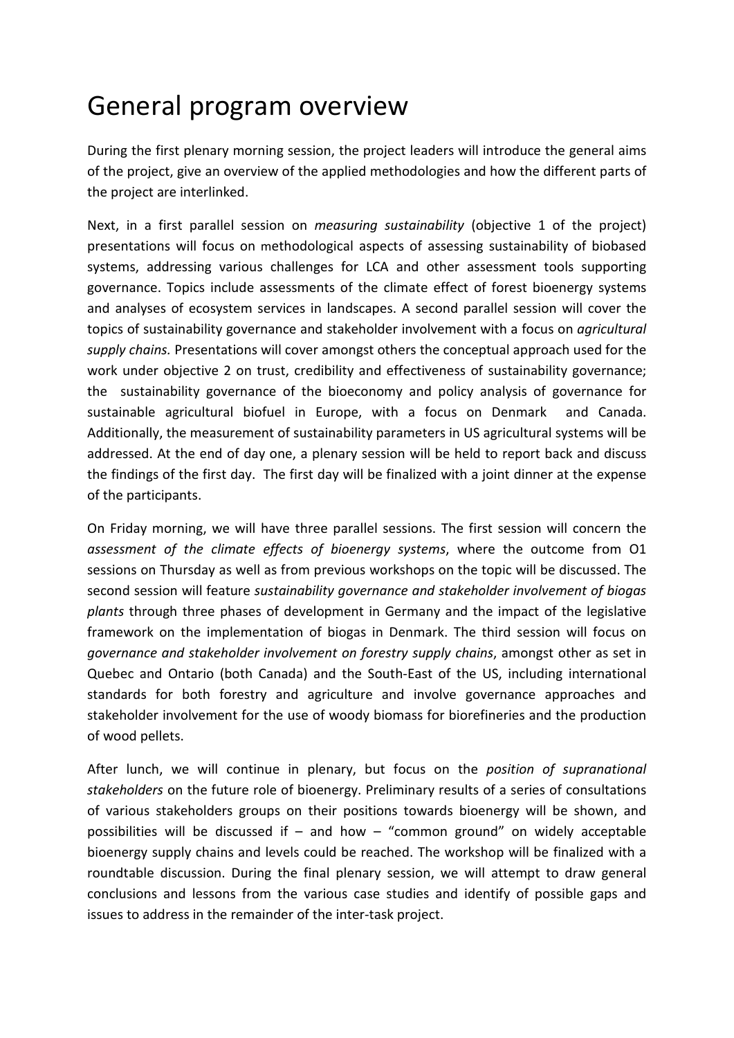# General program overview

During the first plenary morning session, the project leaders will introduce the general aims of the project, give an overview of the applied methodologies and how the different parts of the project are interlinked.

Next, in a first parallel session on *measuring sustainability* (objective 1 of the project) presentations will focus on methodological aspects of assessing sustainability of biobased systems, addressing various challenges for LCA and other assessment tools supporting governance. Topics include assessments of the climate effect of forest bioenergy systems and analyses of ecosystem services in landscapes. A second parallel session will cover the topics of sustainability governance and stakeholder involvement with a focus on *agricultural supply chains.* Presentations will cover amongst others the conceptual approach used for the work under objective 2 on trust, credibility and effectiveness of sustainability governance; the sustainability governance of the bioeconomy and policy analysis of governance for sustainable agricultural biofuel in Europe, with a focus on Denmark and Canada. Additionally, the measurement of sustainability parameters in US agricultural systems will be addressed. At the end of day one, a plenary session will be held to report back and discuss the findings of the first day. The first day will be finalized with a joint dinner at the expense of the participants.

On Friday morning, we will have three parallel sessions. The first session will concern the *assessment of the climate effects of bioenergy systems*, where the outcome from O1 sessions on Thursday as well as from previous workshops on the topic will be discussed. The second session will feature *sustainability governance and stakeholder involvement of biogas plants* through three phases of development in Germany and the impact of the legislative framework on the implementation of biogas in Denmark. The third session will focus on *governance and stakeholder involvement on forestry supply chains*, amongst other as set in Quebec and Ontario (both Canada) and the South-East of the US, including international standards for both forestry and agriculture and involve governance approaches and stakeholder involvement for the use of woody biomass for biorefineries and the production of wood pellets.

After lunch, we will continue in plenary, but focus on the *position of supranational stakeholders* on the future role of bioenergy. Preliminary results of a series of consultations of various stakeholders groups on their positions towards bioenergy will be shown, and possibilities will be discussed if – and how – "common ground" on widely acceptable bioenergy supply chains and levels could be reached. The workshop will be finalized with a roundtable discussion. During the final plenary session, we will attempt to draw general conclusions and lessons from the various case studies and identify of possible gaps and issues to address in the remainder of the inter-task project.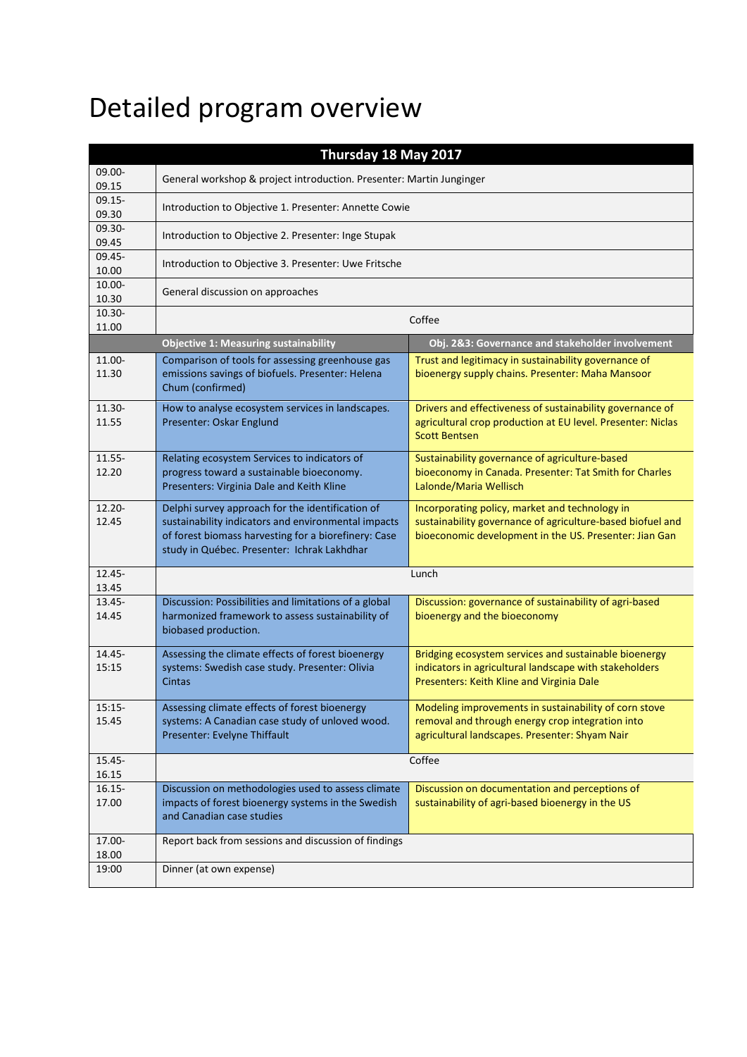# Detailed program overview

| Thursday 18 May 2017 | | |
|---|---|---|
| 09.00-09.15 | General workshop & project introduction. Presenter: Martin Junginger | |
| 09.15-09.30 | Introduction to Objective 1. Presenter: Annette Cowie | |
| 09.30-09.45 | Introduction to Objective 2. Presenter: Inge Stupak | |
| 09.45-10.00 | Introduction to Objective 3. Presenter: Uwe Fritsche | |
| 10.00-10.30 | General discussion on approaches | |
| 10.30-11.00 | Coffee | |
| | **Objective 1: Measuring sustainability** | **Obj. 2&3: Governance and stakeholder involvement** |
| 11.00-11.30 | Comparison of tools for assessing greenhouse gas emissions savings of biofuels. Presenter: Helena Chum (confirmed) | Trust and legitimacy in sustainability governance of bioenergy supply chains. Presenter: Maha Mansoor |
| 11.30-11.55 | How to analyse ecosystem services in landscapes. Presenter: Oskar Englund | Drivers and effectiveness of sustainability governance of agricultural crop production at EU level. Presenter: Niclas Scott Bentsen |
| 11.55-12.20 | Relating ecosystem Services to indicators of progress toward a sustainable bioeconomy. Presenters: Virginia Dale and Keith Kline | Sustainability governance of agriculture-based bioeconomy in Canada. Presenter: Tat Smith for Charles Lalonde/Maria Wellisch |
| 12.20-12.45 | Delphi survey approach for the identification of sustainability indicators and environmental impacts of forest biomass harvesting for a biorefinery: Case study in Québec. Presenter: Ichrak Lakhdhar | Incorporating policy, market and technology in sustainability governance of agriculture-based biofuel and bioeconomic development in the US. Presenter: Jian Gan |
| 12.45-13.45 | Lunch | |
| 13.45-14.45 | Discussion: Possibilities and limitations of a global harmonized framework to assess sustainability of biobased production. | Discussion: governance of sustainability of agri-based bioenergy and the bioeconomy |
| 14.45-15:15 | Assessing the climate effects of forest bioenergy systems: Swedish case study. Presenter: Olivia Cintas | Bridging ecosystem services and sustainable bioenergy indicators in agricultural landscape with stakeholders Presenters: Keith Kline and Virginia Dale |
| 15:15-15.45 | Assessing climate effects of forest bioenergy systems: A Canadian case study of unloved wood. Presenter: Evelyne Thiffault | Modeling improvements in sustainability of corn stove removal and through energy crop integration into agricultural landscapes. Presenter: Shyam Nair |
| 15.45-16.15 | Coffee | |
| 16.15-17.00 | Discussion on methodologies used to assess climate impacts of forest bioenergy systems in the Swedish and Canadian case studies | Discussion on documentation and perceptions of sustainability of agri-based bioenergy in the US |
| 17.00-18.00 | Report back from sessions and discussion of findings | |
| 19:00 | Dinner (at own expense) | |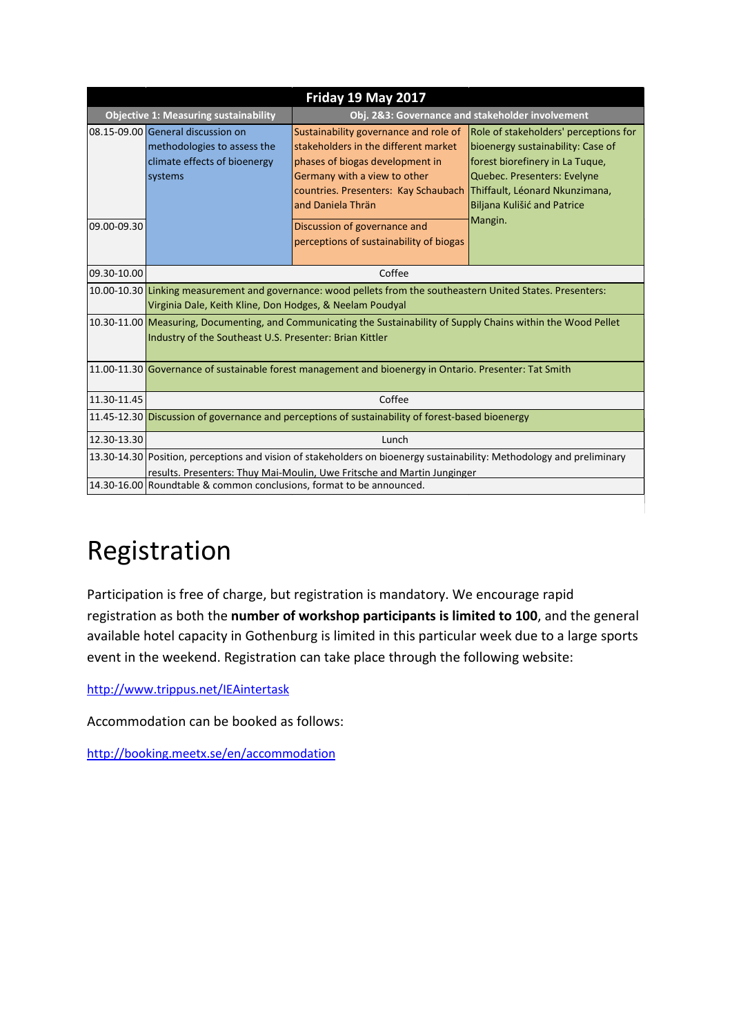| Friday 19 May 2017 | | | |
|---|---|---|---|
| | Objective 1: Measuring sustainability | Obj. 2&3: Governance and stakeholder involvement | |
| 08.15-09.00 | General discussion on methodologies to assess the climate effects of bioenergy systems | Sustainability governance and role of stakeholders in the different market phases of biogas development in Germany with a view to other countries. Presenters: Kay Schaubach and Daniela Thrän | Role of stakeholders' perceptions for bioenergy sustainability: Case of forest biorefinery in La Tuque, Quebec. Presenters: Evelyne Thiffault, Léonard Nkunzimana, Biljana Kulišić and Patrice Mangin. |
| 09.00-09.30 | | Discussion of governance and perceptions of sustainability of biogas | |
| 09.30-10.00 | Coffee | | |
| 10.00-10.30 | Linking measurement and governance: wood pellets from the southeastern United States. Presenters: Virginia Dale, Keith Kline, Don Hodges, & Neelam Poudyal | | |
| 10.30-11.00 | Measuring, Documenting, and Communicating the Sustainability of Supply Chains within the Wood Pellet Industry of the Southeast U.S. Presenter: Brian Kittler | | |
| 11.00-11.30 | Governance of sustainable forest management and bioenergy in Ontario. Presenter: Tat Smith | | |
| 11.30-11.45 | Coffee | | |
| 11.45-12.30 | Discussion of governance and perceptions of sustainability of forest-based bioenergy | | |
| 12.30-13.30 | Lunch | | |
| 13.30-14.30 | Position, perceptions and vision of stakeholders on bioenergy sustainability: Methodology and preliminary results. Presenters: Thuy Mai-Moulin, Uwe Fritsche and Martin Junginger | | |
| 14.30-16.00 | Roundtable & common conclusions, format to be announced. | | |

# Registration

Participation is free of charge, but registration is mandatory. We encourage rapid registration as both the **number of workshop participants is limited to 100**, and the general available hotel capacity in Gothenburg is limited in this particular week due to a large sports event in the weekend. Registration can take place through the following website:

http://www.trippus.net/IEAintertask

Accommodation can be booked as follows:

http://booking.meetx.se/en/accommodation